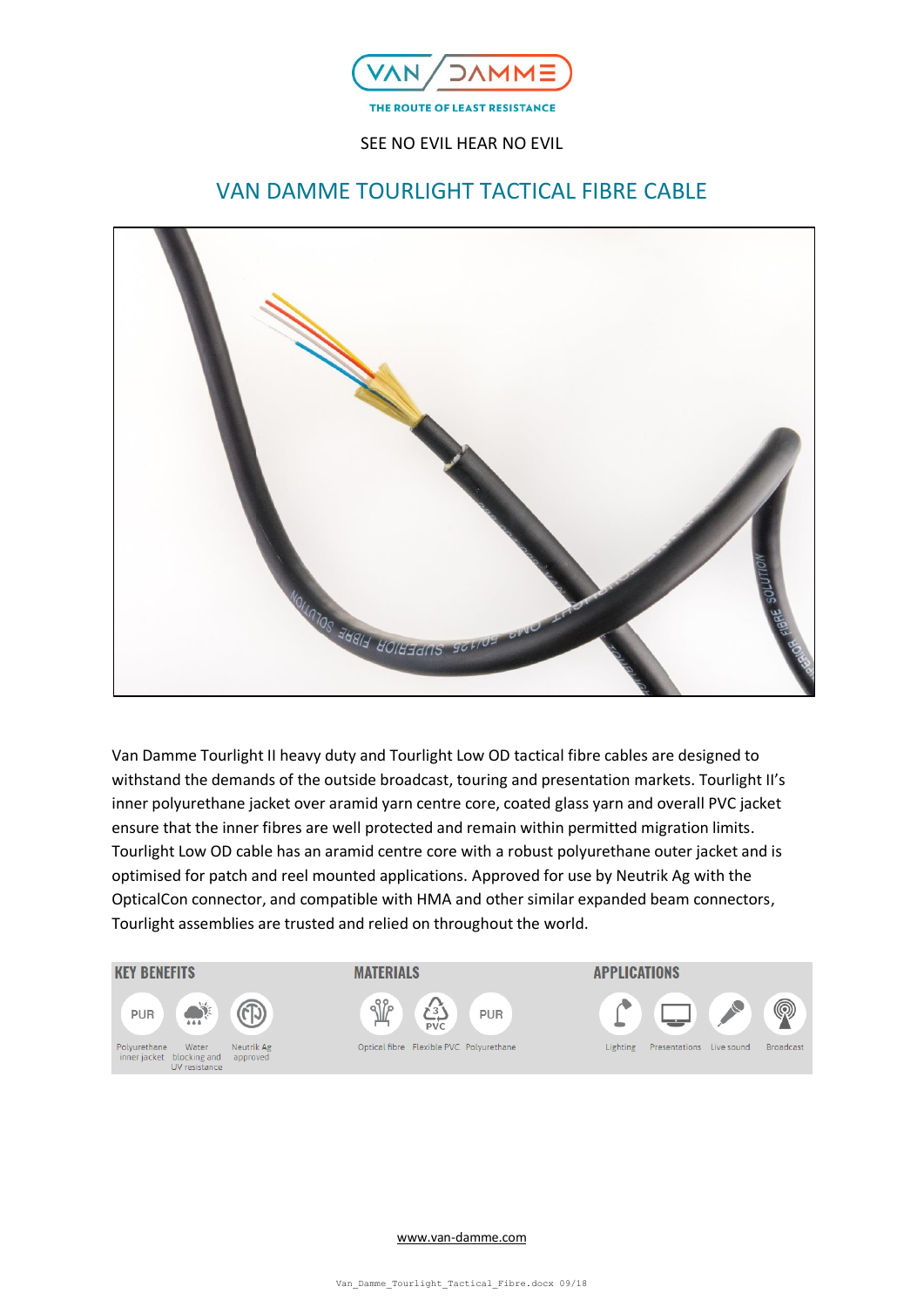VAN DAMME

THE ROUTE OF LEAST RESISTANCE

SEE NO EVIL HEAR NO EVIL

# VAN DAMME TOURLIGHT TACTICAL FIBRE CABLE

Van Damme Tourlight II heavy duty and Tourlight Low OD tactical fibre cables are designed to withstand the demands of the outside broadcast, touring and presentation markets. Tourlight II's inner polyurethane jacket over aramid yarn centre core, coated glass yarn and overall PVC jacket ensure that the inner fibres are well protected and remain within permitted migration limits. Tourlight Low OD cable has an aramid centre core with a robust polyurethane outer jacket and is optimised for patch and reel mounted applications. Approved for use by Neutrik Ag with the OpticalCon connector, and compatible with HMA and other similar expanded beam connectors, Tourlight assemblies are trusted and relied on throughout the world.

## KEY BENEFITS

- Polyurethane inner jacket
- Water blocking and UV resistance
- Neutrik Ag approved

## MATERIALS

- Optical fibre
- Flexible PVC
- Polyurethane

## APPLICATIONS

- Lighting
- Presentations
- Live sound
- Broadcast

www.van-damme.com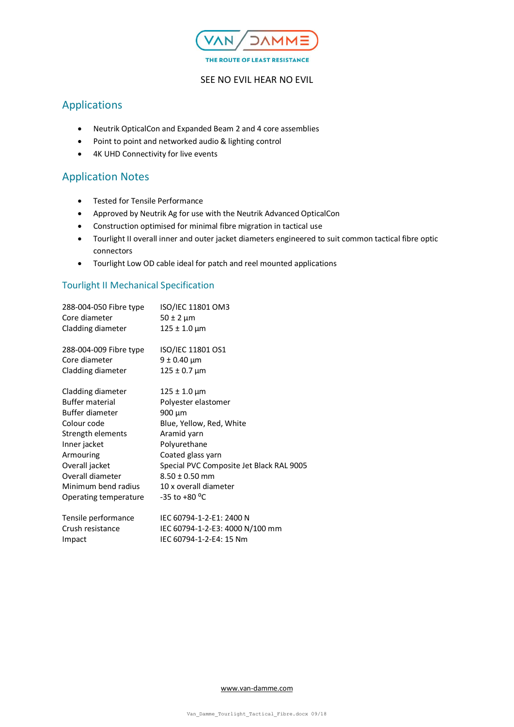SEE NO EVIL HEAR NO EVIL

## Applications

- Neutrik OpticalCon and Expanded Beam 2 and 4 core assemblies
- Point to point and networked audio & lighting control
- 4K UHD Connectivity for live events

## Application Notes

- Tested for Tensile Performance
- Approved by Neutrik Ag for use with the Neutrik Advanced OpticalCon
- Construction optimised for minimal fibre migration in tactical use
- Tourlight II overall inner and outer jacket diameters engineered to suit common tactical fibre optic connectors
- Tourlight Low OD cable ideal for patch and reel mounted applications

### Tourlight II Mechanical Specification

| | |
|---|---|
| 288-004-050 Fibre type | ISO/IEC 11801 OM3 |
| Core diameter | 50 ± 2 µm |
| Cladding diameter | 125 ± 1.0 µm |
| | |
| 288-004-009 Fibre type | ISO/IEC 11801 OS1 |
| Core diameter | 9 ± 0.40 µm |
| Cladding diameter | 125 ± 0.7 µm |
| | |
| Cladding diameter | 125 ± 1.0 µm |
| Buffer material | Polyester elastomer |
| Buffer diameter | 900 µm |
| Colour code | Blue, Yellow, Red, White |
| Strength elements | Aramid yarn |
| Inner jacket | Polyurethane |
| Armouring | Coated glass yarn |
| Overall jacket | Special PVC Composite Jet Black RAL 9005 |
| Overall diameter | 8.50 ± 0.50 mm |
| Minimum bend radius | 10 x overall diameter |
| Operating temperature | -35 to +80 $^{o}$C |
| | |
| Tensile performance | IEC 60794-1-2-E1: 2400 N |
| Crush resistance | IEC 60794-1-2-E3: 4000 N/100 mm |
| Impact | IEC 60794-1-2-E4: 15 Nm |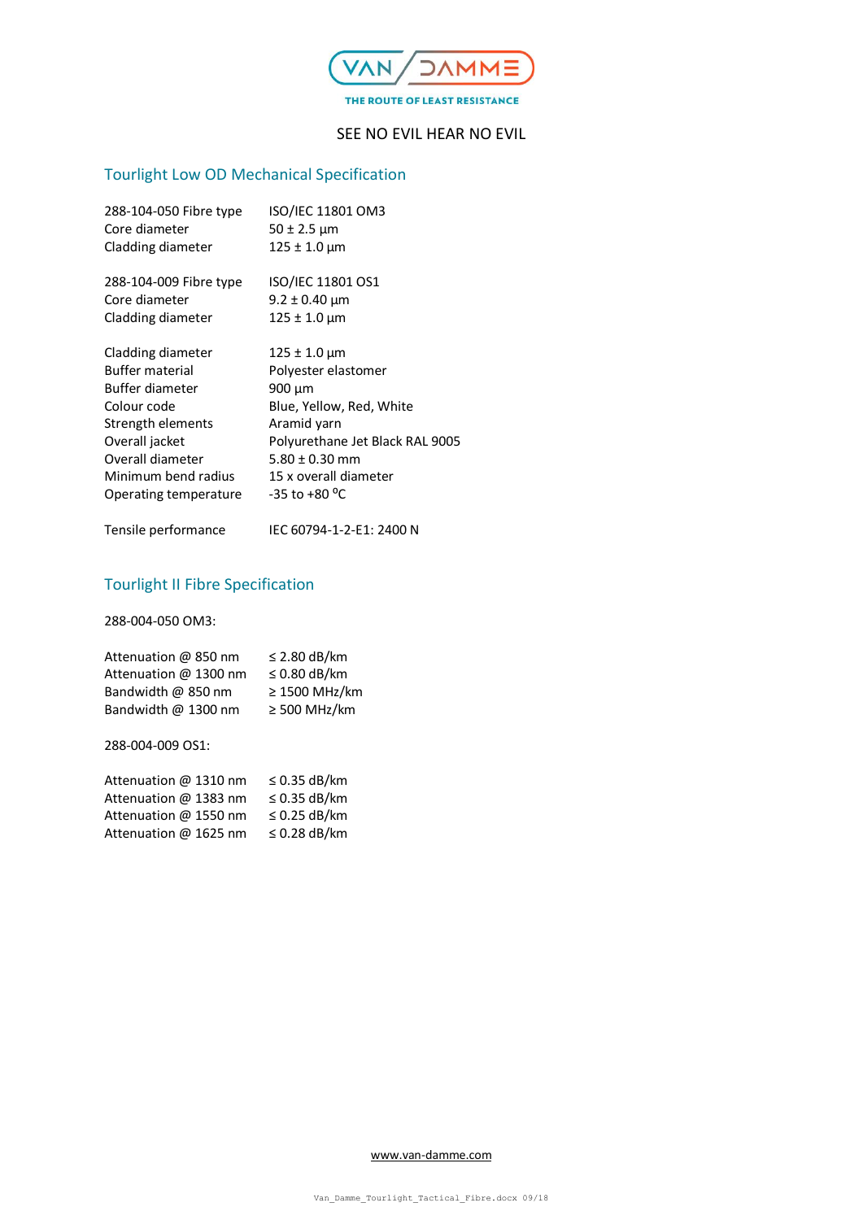VAN DAMME

THE ROUTE OF LEAST RESISTANCE

SEE NO EVIL HEAR NO EVIL

## Tourlight Low OD Mechanical Specification

| | |
|---|---|
| 288-104-050 Fibre type | ISO/IEC 11801 OM3 |
| Core diameter | 50 ± 2.5 µm |
| Cladding diameter | 125 ± 1.0 µm |

| | |
|---|---|
| 288-104-009 Fibre type | ISO/IEC 11801 OS1 |
| Core diameter | 9.2 ± 0.40 µm |
| Cladding diameter | 125 ± 1.0 µm |

| | |
|---|---|
| Cladding diameter | 125 ± 1.0 µm |
| Buffer material | Polyester elastomer |
| Buffer diameter | 900 µm |
| Colour code | Blue, Yellow, Red, White |
| Strength elements | Aramid yarn |
| Overall jacket | Polyurethane Jet Black RAL 9005 |
| Overall diameter | 5.80 ± 0.30 mm |
| Minimum bend radius | 15 x overall diameter |
| Operating temperature | -35 to +80 $^{o}$C |

| | |
|---|---|
| Tensile performance | IEC 60794-1-2-E1: 2400 N |

## Tourlight II Fibre Specification

288-004-050 OM3:

| | |
|---|---|
| Attenuation @ 850 nm | ≤ 2.80 dB/km |
| Attenuation @ 1300 nm | ≤ 0.80 dB/km |
| Bandwidth @ 850 nm | ≥ 1500 MHz/km |
| Bandwidth @ 1300 nm | ≥ 500 MHz/km |

288-004-009 OS1:

| | |
|---|---|
| Attenuation @ 1310 nm | ≤ 0.35 dB/km |
| Attenuation @ 1383 nm | ≤ 0.35 dB/km |
| Attenuation @ 1550 nm | ≤ 0.25 dB/km |
| Attenuation @ 1625 nm | ≤ 0.28 dB/km |

www.van-damme.com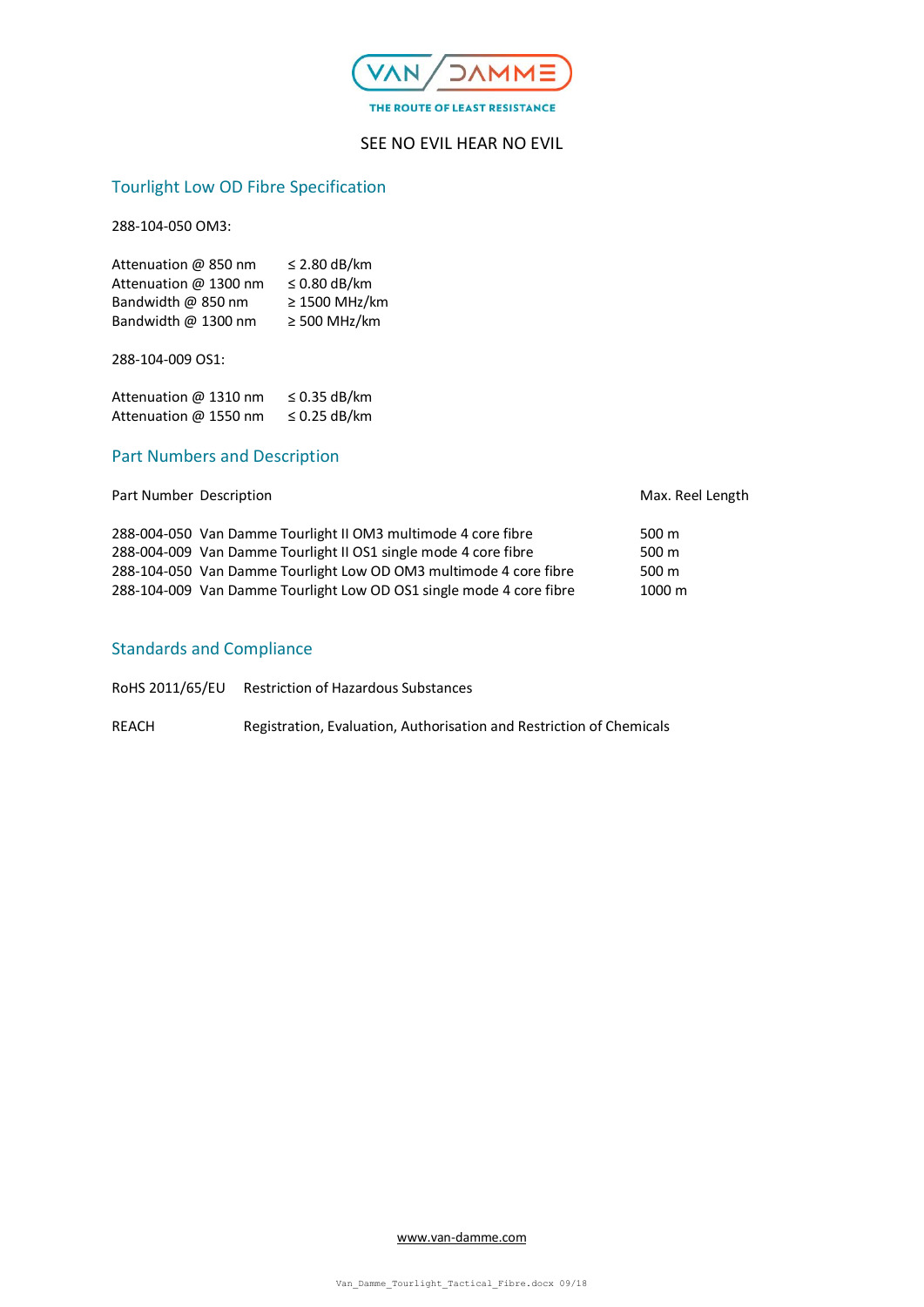SEE NO EVIL HEAR NO EVIL

## Tourlight Low OD Fibre Specification

288-104-050 OM3:

| | |
|---|---|
| Attenuation @ 850 nm | ≤ 2.80 dB/km |
| Attenuation @ 1300 nm | ≤ 0.80 dB/km |
| Bandwidth @ 850 nm | ≥ 1500 MHz/km |
| Bandwidth @ 1300 nm | ≥ 500 MHz/km |

288-104-009 OS1:

| | |
|---|---|
| Attenuation @ 1310 nm | ≤ 0.35 dB/km |
| Attenuation @ 1550 nm | ≤ 0.25 dB/km |

## Part Numbers and Description

| Part Number | Description | Max. Reel Length |
|---|---|---|
| 288-004-050 | Van Damme Tourlight II OM3 multimode 4 core fibre | 500 m |
| 288-004-009 | Van Damme Tourlight II OS1 single mode 4 core fibre | 500 m |
| 288-104-050 | Van Damme Tourlight Low OD OM3 multimode 4 core fibre | 500 m |
| 288-104-009 | Van Damme Tourlight Low OD OS1 single mode 4 core fibre | 1000 m |

## Standards and Compliance

| | |
|---|---|
| RoHS 2011/65/EU | Restriction of Hazardous Substances |
| REACH | Registration, Evaluation, Authorisation and Restriction of Chemicals |

www.van-damme.com

Van_Damme_Tourlight_Tactical_Fibre.docx 09/18